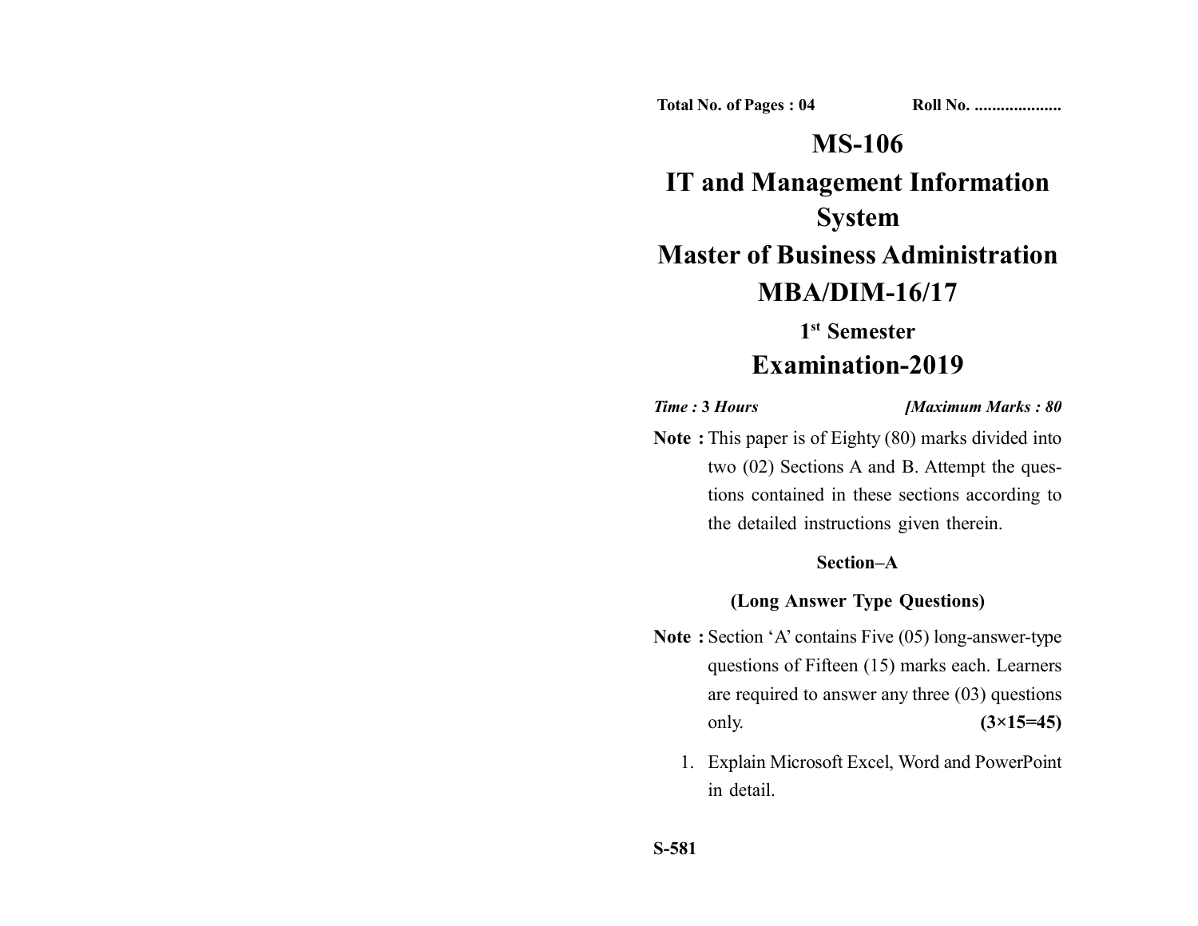**Total No. of Pages : 04** **Roll No. ...................**

# MS-106

# IT and Management Information System

# Master of Business Administration

# MBA/DIM-16/17

## 1st Semester

# Examination-2019

*Time :* **3** *Hours* ***[Maximum Marks : 80***

**Note :** This paper is of Eighty (80) marks divided into two (02) Sections A and B. Attempt the questions contained in these sections according to the detailed instructions given therein.

### Section–A

### (Long Answer Type Questions)

**Note :** Section 'A' contains Five (05) long-answer-type questions of Fifteen (15) marks each. Learners are required to answer any three (03) questions only. **(3×15=45)**

1. Explain Microsoft Excel, Word and PowerPoint in detail.

**S-581**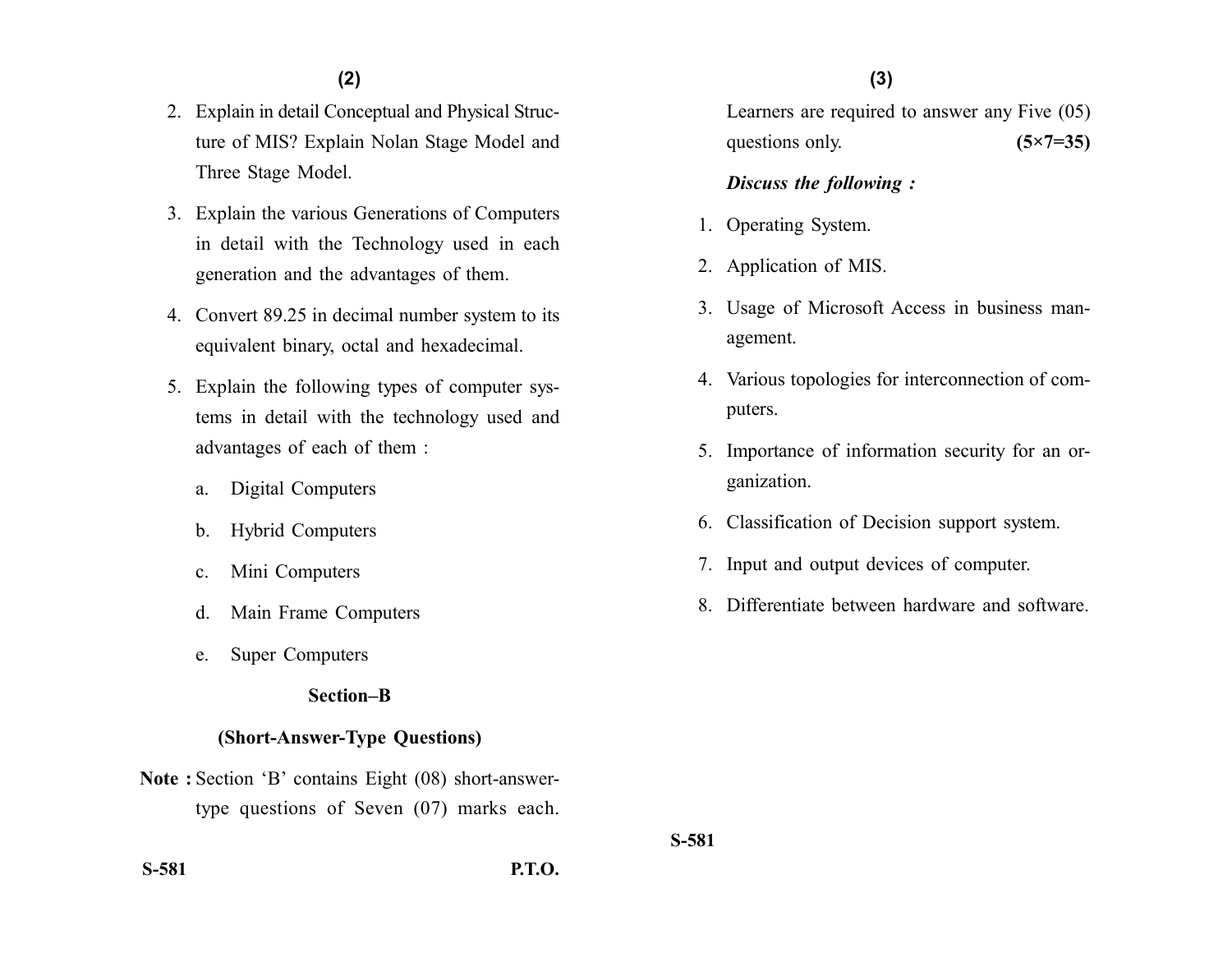2. Explain in detail Conceptual and Physical Structure of MIS? Explain Nolan Stage Model and Three Stage Model.

3. Explain the various Generations of Computers in detail with the Technology used in each generation and the advantages of them.

4. Convert 89.25 in decimal number system to its equivalent binary, octal and hexadecimal.

5. Explain the following types of computer systems in detail with the technology used and advantages of each of them :

   a. Digital Computers

   b. Hybrid Computers

   c. Mini Computers

   d. Main Frame Computers

   e. Super Computers

## Section–B

### (Short-Answer-Type Questions)

**Note :** Section 'B' contains Eight (08) short-answer-type questions of Seven (07) marks each. Learners are required to answer any Five (05) questions only. **(5×7=35)**

***Discuss the following :***

1. Operating System.

2. Application of MIS.

3. Usage of Microsoft Access in business management.

4. Various topologies for interconnection of computers.

5. Importance of information security for an organization.

6. Classification of Decision support system.

7. Input and output devices of computer.

8. Differentiate between hardware and software.